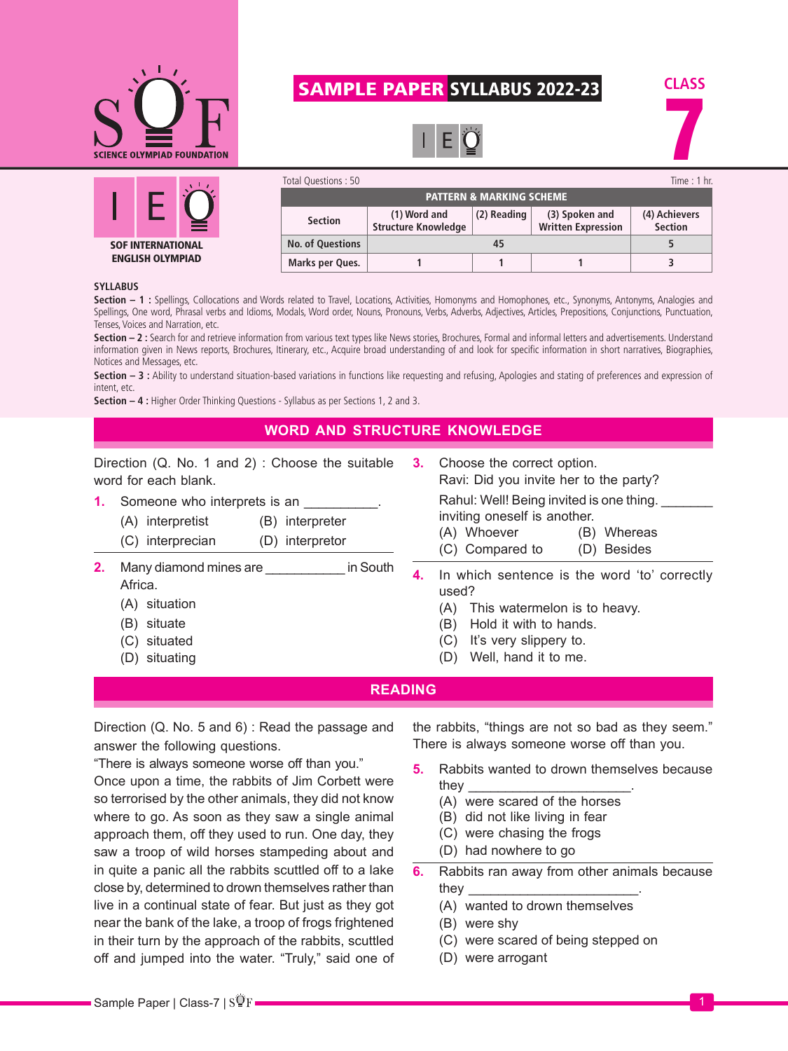# SAMPLE PAPER SYLLABUS 2022-23

**CLASS 7**

SCIENCE OLYMPIAD FOUNDATION

SOF INTERNATIONAL ENGLISH OLYMPIAD

Total Questions : 50 | Time : 1 hr.

| PATTERN & MARKING SCHEME | | | | |
|---|---|---|---|---|
| Section | (1) Word and Structure Knowledge | (2) Reading | (3) Spoken and Written Expression | (4) Achievers Section |
| No. of Questions | 45 | | | 5 |
| Marks per Ques. | 1 | 1 | 1 | 3 |

**SYLLABUS**

**Section – 1 :** Spellings, Collocations and Words related to Travel, Locations, Activities, Homonyms and Homophones, etc., Synonyms, Antonyms, Analogies and Spellings, One word, Phrasal verbs and Idioms, Modals, Word order, Nouns, Pronouns, Verbs, Adverbs, Adjectives, Articles, Prepositions, Conjunctions, Punctuation, Tenses, Voices and Narration, etc.

**Section – 2 :** Search for and retrieve information from various text types like News stories, Brochures, Formal and informal letters and advertisements. Understand information given in News reports, Brochures, Itinerary, etc., Acquire broad understanding of and look for specific information in short narratives, Biographies, Notices and Messages, etc.

**Section – 3 :** Ability to understand situation-based variations in functions like requesting and refusing, Apologies and stating of preferences and expression of intent, etc.

**Section – 4 :** Higher Order Thinking Questions - Syllabus as per Sections 1, 2 and 3.

## WORD AND STRUCTURE KNOWLEDGE

Direction (Q. No. 1 and 2) : Choose the suitable word for each blank.

**1.** Someone who interprets is an __________.
(A) interpretist
(B) interpreter
(C) interprecian
(D) interpretor

**2.** Many diamond mines are ___________ in South Africa.
(A) situation
(B) situate
(C) situated
(D) situating

**3.** Choose the correct option.
Ravi: Did you invite her to the party?
Rahul: Well! Being invited is one thing. _______ inviting oneself is another.
(A) Whoever
(B) Whereas
(C) Compared to
(D) Besides

**4.** In which sentence is the word 'to' correctly used?
(A) This watermelon is to heavy.
(B) Hold it with to hands.
(C) It's very slippery to.
(D) Well, hand it to me.

## READING

Direction (Q. No. 5 and 6) : Read the passage and answer the following questions.

"There is always someone worse off than you."

Once upon a time, the rabbits of Jim Corbett were so terrorised by the other animals, they did not know where to go. As soon as they saw a single animal approach them, off they used to run. One day, they saw a troop of wild horses stampeding about and in quite a panic all the rabbits scuttled off to a lake close by, determined to drown themselves rather than live in a continual state of fear. But just as they got near the bank of the lake, a troop of frogs frightened in their turn by the approach of the rabbits, scuttled off and jumped into the water. "Truly," said one of the rabbits, "things are not so bad as they seem." There is always someone worse off than you.

**5.** Rabbits wanted to drown themselves because they ______________________.
(A) were scared of the horses
(B) did not like living in fear
(C) were chasing the frogs
(D) had nowhere to go

**6.** Rabbits ran away from other animals because they ______________________.
(A) wanted to drown themselves
(B) were shy
(C) were scared of being stepped on
(D) were arrogant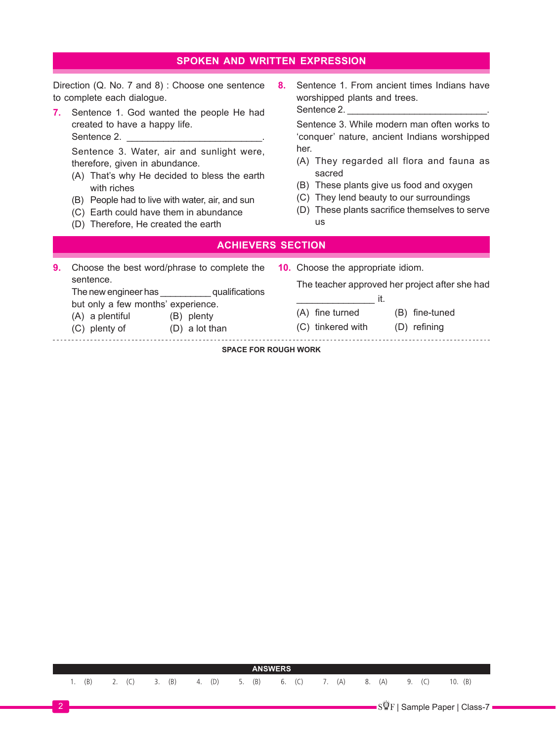## SPOKEN AND WRITTEN EXPRESSION

Direction (Q. No. 7 and 8) : Choose one sentence to complete each dialogue.

**7.** Sentence 1. God wanted the people He had created to have a happy life.
Sentence 2. ___________________________.
Sentence 3. Water, air and sunlight were, therefore, given in abundance.
(A) That's why He decided to bless the earth with riches
(B) People had to live with water, air, and sun
(C) Earth could have them in abundance
(D) Therefore, He created the earth

**8.** Sentence 1. From ancient times Indians have worshipped plants and trees.
Sentence 2. ___________________________.
Sentence 3. While modern man often works to 'conquer' nature, ancient Indians worshipped her.
(A) They regarded all flora and fauna as sacred
(B) These plants give us food and oxygen
(C) They lend beauty to our surroundings
(D) These plants sacrifice themselves to serve us

## ACHIEVERS SECTION

**9.** Choose the best word/phrase to complete the sentence.
The new engineer has __________ qualifications but only a few months' experience.
(A) a plentiful (B) plenty
(C) plenty of (D) a lot than

**10.** Choose the appropriate idiom.
The teacher approved her project after she had _______________ it.
(A) fine turned (B) fine-tuned
(C) tinkered with (D) refining

SPACE FOR ROUGH WORK

**ANSWERS**

1. (B) 2. (C) 3. (B) 4. (D) 5. (B) 6. (C) 7. (A) 8. (A) 9. (C) 10. (B)